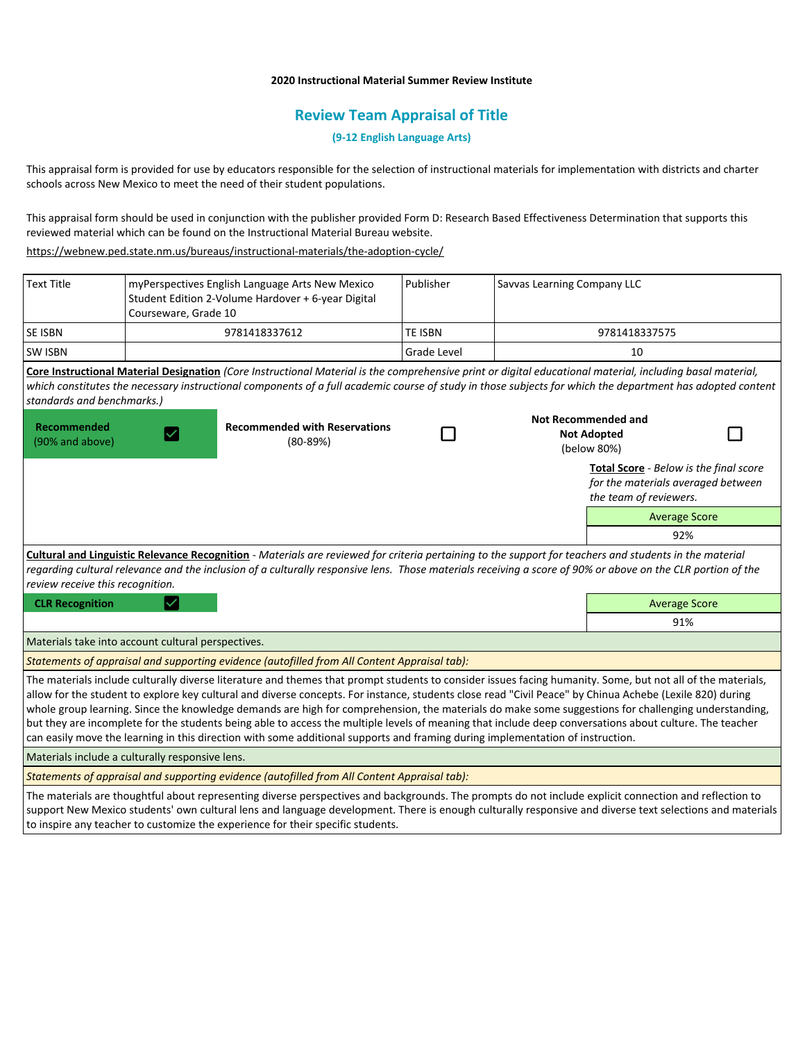**2020 Instructional Material Summer Review Institute**

## Review Team Appraisal of Title

**(9-12 English Language Arts)**

This appraisal form is provided for use by educators responsible for the selection of instructional materials for implementation with districts and charter schools across New Mexico to meet the need of their student populations.

This appraisal form should be used in conjunction with the publisher provided Form D: Research Based Effectiveness Determination that supports this reviewed material which can be found on the Instructional Material Bureau website.

https://webnew.ped.state.nm.us/bureaus/instructional-materials/the-adoption-cycle/

| Text Title | myPerspectives English Language Arts New Mexico Student Edition 2-Volume Hardover + 6-year Digital Courseware, Grade 10 | Publisher | Savvas Learning Company LLC |
|---|---|---|---|
| SE ISBN | 9781418337612 | TE ISBN | 9781418337575 |
| SW ISBN | | Grade Level | 10 |

**Core Instructional Material Designation** *(Core Instructional Material is the comprehensive print or digital educational material, including basal material, which constitutes the necessary instructional components of a full academic course of study in those subjects for which the department has adopted content standards and benchmarks.)*

| **Recommended** (90% and above) | ☑ | **Recommended with Reservations** (80-89%) | ☐ | **Not Recommended and Not Adopted** (below 80%) | ☐ |
|---|---|---|---|---|---|

**Total Score** - *Below is the final score for the materials averaged between the team of reviewers.*

| Average Score |
|---|
| 92% |

**Cultural and Linguistic Relevance Recognition** - *Materials are reviewed for criteria pertaining to the support for teachers and students in the material regarding cultural relevance and the inclusion of a culturally responsive lens. Those materials receiving a score of 90% or above on the CLR portion of the review receive this recognition.*

| **CLR Recognition** | ☑ |
|---|---|

| Average Score |
|---|
| 91% |

Materials take into account cultural perspectives.

*Statements of appraisal and supporting evidence (autofilled from All Content Appraisal tab):*

The materials include culturally diverse literature and themes that prompt students to consider issues facing humanity. Some, but not all of the materials, allow for the student to explore key cultural and diverse concepts. For instance, students close read "Civil Peace" by Chinua Achebe (Lexile 820) during whole group learning. Since the knowledge demands are high for comprehension, the materials do make some suggestions for challenging understanding, but they are incomplete for the students being able to access the multiple levels of meaning that include deep conversations about culture. The teacher can easily move the learning in this direction with some additional supports and framing during implementation of instruction.

Materials include a culturally responsive lens.

*Statements of appraisal and supporting evidence (autofilled from All Content Appraisal tab):*

The materials are thoughtful about representing diverse perspectives and backgrounds. The prompts do not include explicit connection and reflection to support New Mexico students' own cultural lens and language development. There is enough culturally responsive and diverse text selections and materials to inspire any teacher to customize the experience for their specific students.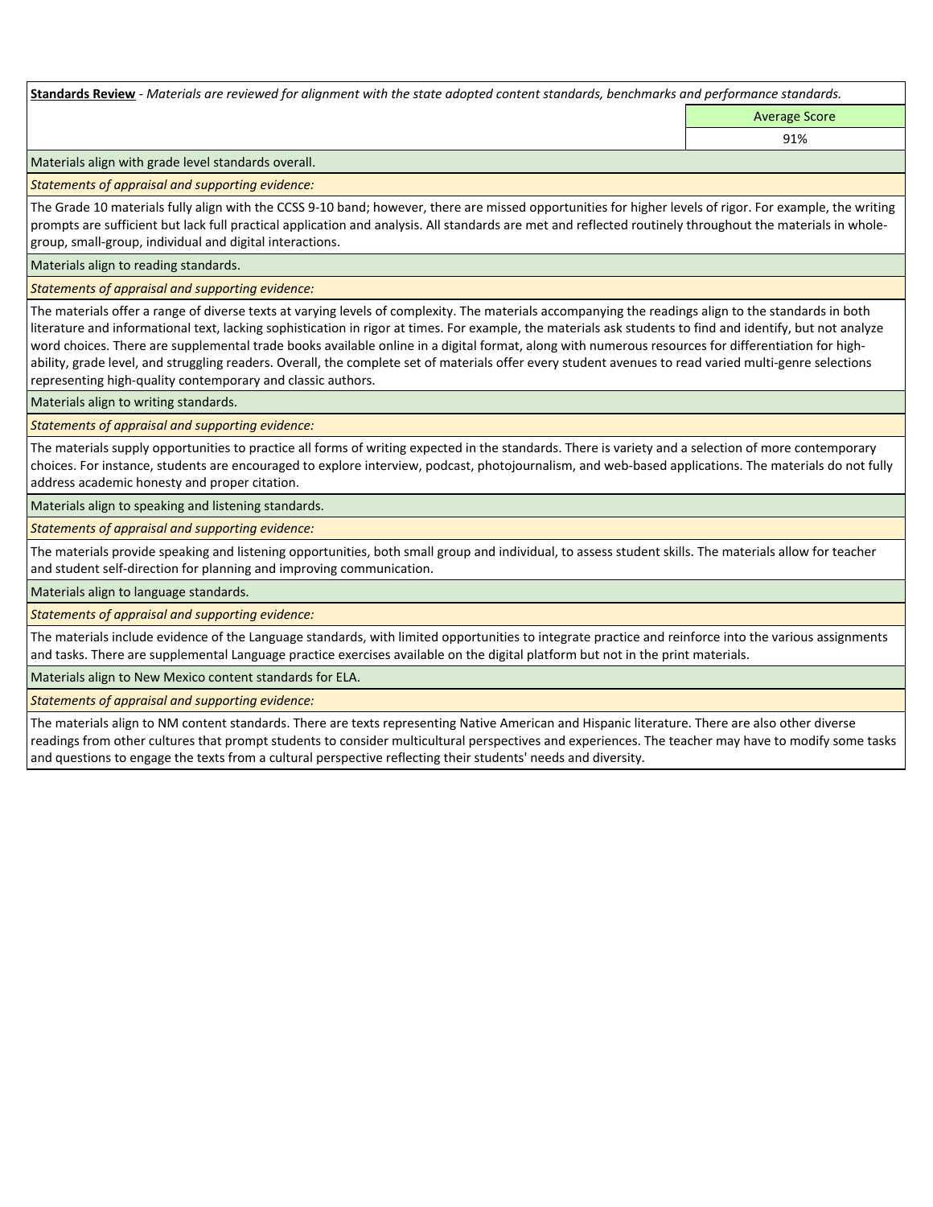**Standards Review** - *Materials are reviewed for alignment with the state adopted content standards, benchmarks and performance standards.*

| | Average Score |
|---|---|
| | 91% |

Materials align with grade level standards overall.

*Statements of appraisal and supporting evidence:*

The Grade 10 materials fully align with the CCSS 9-10 band; however, there are missed opportunities for higher levels of rigor. For example, the writing prompts are sufficient but lack full practical application and analysis. All standards are met and reflected routinely throughout the materials in whole-group, small-group, individual and digital interactions.

Materials align to reading standards.

*Statements of appraisal and supporting evidence:*

The materials offer a range of diverse texts at varying levels of complexity. The materials accompanying the readings align to the standards in both literature and informational text, lacking sophistication in rigor at times. For example, the materials ask students to find and identify, but not analyze word choices. There are supplemental trade books available online in a digital format, along with numerous resources for differentiation for high-ability, grade level, and struggling readers. Overall, the complete set of materials offer every student avenues to read varied multi-genre selections representing high-quality contemporary and classic authors.

Materials align to writing standards.

*Statements of appraisal and supporting evidence:*

The materials supply opportunities to practice all forms of writing expected in the standards. There is variety and a selection of more contemporary choices. For instance, students are encouraged to explore interview, podcast, photojournalism, and web-based applications. The materials do not fully address academic honesty and proper citation.

Materials align to speaking and listening standards.

*Statements of appraisal and supporting evidence:*

The materials provide speaking and listening opportunities, both small group and individual, to assess student skills. The materials allow for teacher and student self-direction for planning and improving communication.

Materials align to language standards.

*Statements of appraisal and supporting evidence:*

The materials include evidence of the Language standards, with limited opportunities to integrate practice and reinforce into the various assignments and tasks. There are supplemental Language practice exercises available on the digital platform but not in the print materials.

Materials align to New Mexico content standards for ELA.

*Statements of appraisal and supporting evidence:*

The materials align to NM content standards. There are texts representing Native American and Hispanic literature. There are also other diverse readings from other cultures that prompt students to consider multicultural perspectives and experiences. The teacher may have to modify some tasks and questions to engage the texts from a cultural perspective reflecting their students' needs and diversity.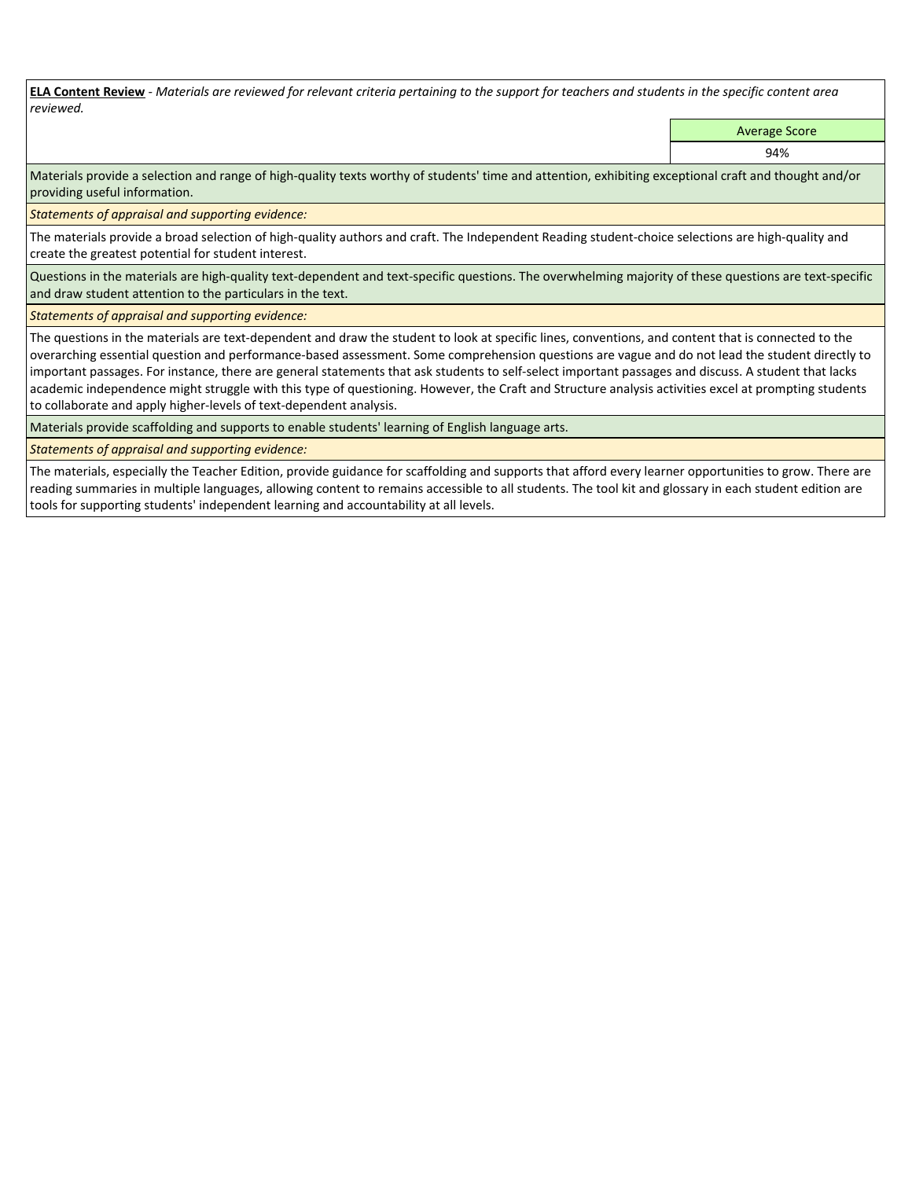**ELA Content Review** - *Materials are reviewed for relevant criteria pertaining to the support for teachers and students in the specific content area reviewed.*

| Average Score |
|---|
| 94% |

Materials provide a selection and range of high-quality texts worthy of students' time and attention, exhibiting exceptional craft and thought and/or providing useful information.

*Statements of appraisal and supporting evidence:*

The materials provide a broad selection of high-quality authors and craft. The Independent Reading student-choice selections are high-quality and create the greatest potential for student interest.

Questions in the materials are high-quality text-dependent and text-specific questions. The overwhelming majority of these questions are text-specific and draw student attention to the particulars in the text.

*Statements of appraisal and supporting evidence:*

The questions in the materials are text-dependent and draw the student to look at specific lines, conventions, and content that is connected to the overarching essential question and performance-based assessment. Some comprehension questions are vague and do not lead the student directly to important passages. For instance, there are general statements that ask students to self-select important passages and discuss. A student that lacks academic independence might struggle with this type of questioning. However, the Craft and Structure analysis activities excel at prompting students to collaborate and apply higher-levels of text-dependent analysis.

Materials provide scaffolding and supports to enable students' learning of English language arts.

*Statements of appraisal and supporting evidence:*

The materials, especially the Teacher Edition, provide guidance for scaffolding and supports that afford every learner opportunities to grow. There are reading summaries in multiple languages, allowing content to remains accessible to all students. The tool kit and glossary in each student edition are tools for supporting students' independent learning and accountability at all levels.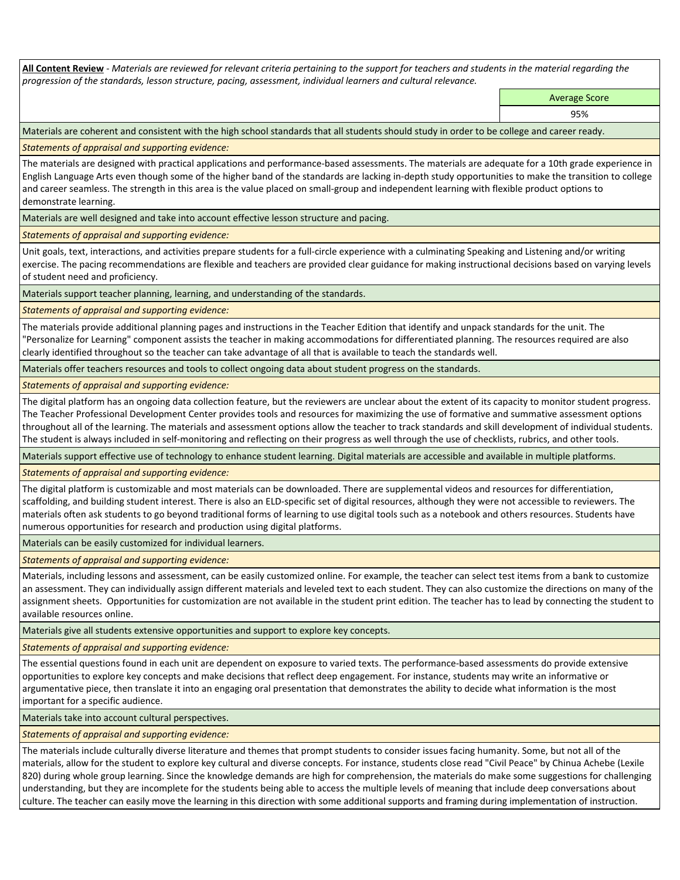**All Content Review** - *Materials are reviewed for relevant criteria pertaining to the support for teachers and students in the material regarding the progression of the standards, lesson structure, pacing, assessment, individual learners and cultural relevance.*

| Average Score |
|---|
| 95% |

Materials are coherent and consistent with the high school standards that all students should study in order to be college and career ready.

*Statements of appraisal and supporting evidence:*

The materials are designed with practical applications and performance-based assessments. The materials are adequate for a 10th grade experience in English Language Arts even though some of the higher band of the standards are lacking in-depth study opportunities to make the transition to college and career seamless. The strength in this area is the value placed on small-group and independent learning with flexible product options to demonstrate learning.

Materials are well designed and take into account effective lesson structure and pacing.

*Statements of appraisal and supporting evidence:*

Unit goals, text, interactions, and activities prepare students for a full-circle experience with a culminating Speaking and Listening and/or writing exercise. The pacing recommendations are flexible and teachers are provided clear guidance for making instructional decisions based on varying levels of student need and proficiency.

Materials support teacher planning, learning, and understanding of the standards.

*Statements of appraisal and supporting evidence:*

The materials provide additional planning pages and instructions in the Teacher Edition that identify and unpack standards for the unit. The "Personalize for Learning" component assists the teacher in making accommodations for differentiated planning. The resources required are also clearly identified throughout so the teacher can take advantage of all that is available to teach the standards well.

Materials offer teachers resources and tools to collect ongoing data about student progress on the standards.

*Statements of appraisal and supporting evidence:*

The digital platform has an ongoing data collection feature, but the reviewers are unclear about the extent of its capacity to monitor student progress. The Teacher Professional Development Center provides tools and resources for maximizing the use of formative and summative assessment options throughout all of the learning. The materials and assessment options allow the teacher to track standards and skill development of individual students. The student is always included in self-monitoring and reflecting on their progress as well through the use of checklists, rubrics, and other tools.

Materials support effective use of technology to enhance student learning. Digital materials are accessible and available in multiple platforms.

*Statements of appraisal and supporting evidence:*

The digital platform is customizable and most materials can be downloaded. There are supplemental videos and resources for differentiation, scaffolding, and building student interest. There is also an ELD-specific set of digital resources, although they were not accessible to reviewers. The materials often ask students to go beyond traditional forms of learning to use digital tools such as a notebook and others resources. Students have numerous opportunities for research and production using digital platforms.

Materials can be easily customized for individual learners.

*Statements of appraisal and supporting evidence:*

Materials, including lessons and assessment, can be easily customized online. For example, the teacher can select test items from a bank to customize an assessment. They can individually assign different materials and leveled text to each student. They can also customize the directions on many of the assignment sheets. Opportunities for customization are not available in the student print edition. The teacher has to lead by connecting the student to available resources online.

Materials give all students extensive opportunities and support to explore key concepts.

*Statements of appraisal and supporting evidence:*

The essential questions found in each unit are dependent on exposure to varied texts. The performance-based assessments do provide extensive opportunities to explore key concepts and make decisions that reflect deep engagement. For instance, students may write an informative or argumentative piece, then translate it into an engaging oral presentation that demonstrates the ability to decide what information is the most important for a specific audience.

Materials take into account cultural perspectives.

*Statements of appraisal and supporting evidence:*

The materials include culturally diverse literature and themes that prompt students to consider issues facing humanity. Some, but not all of the materials, allow for the student to explore key cultural and diverse concepts. For instance, students close read "Civil Peace" by Chinua Achebe (Lexile 820) during whole group learning. Since the knowledge demands are high for comprehension, the materials do make some suggestions for challenging understanding, but they are incomplete for the students being able to access the multiple levels of meaning that include deep conversations about culture. The teacher can easily move the learning in this direction with some additional supports and framing during implementation of instruction.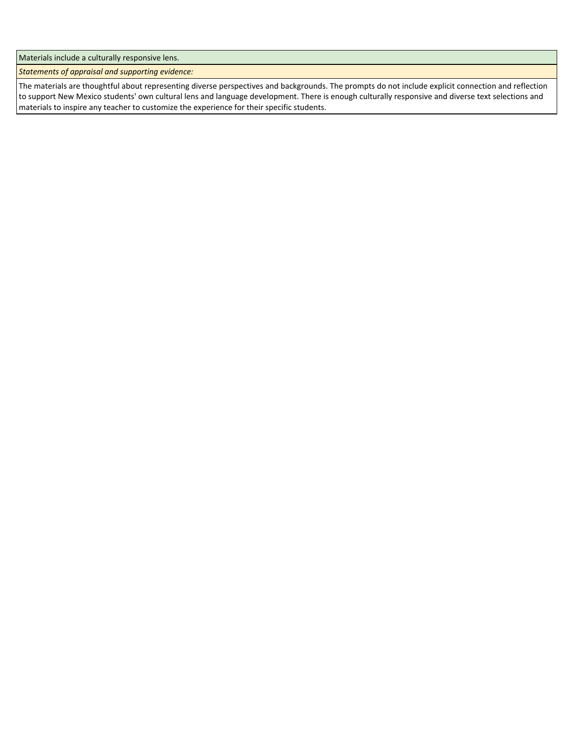| Materials include a culturally responsive lens. |
| --- |
| *Statements of appraisal and supporting evidence:* |
| The materials are thoughtful about representing diverse perspectives and backgrounds. The prompts do not include explicit connection and reflection to support New Mexico students' own cultural lens and language development. There is enough culturally responsive and diverse text selections and materials to inspire any teacher to customize the experience for their specific students. |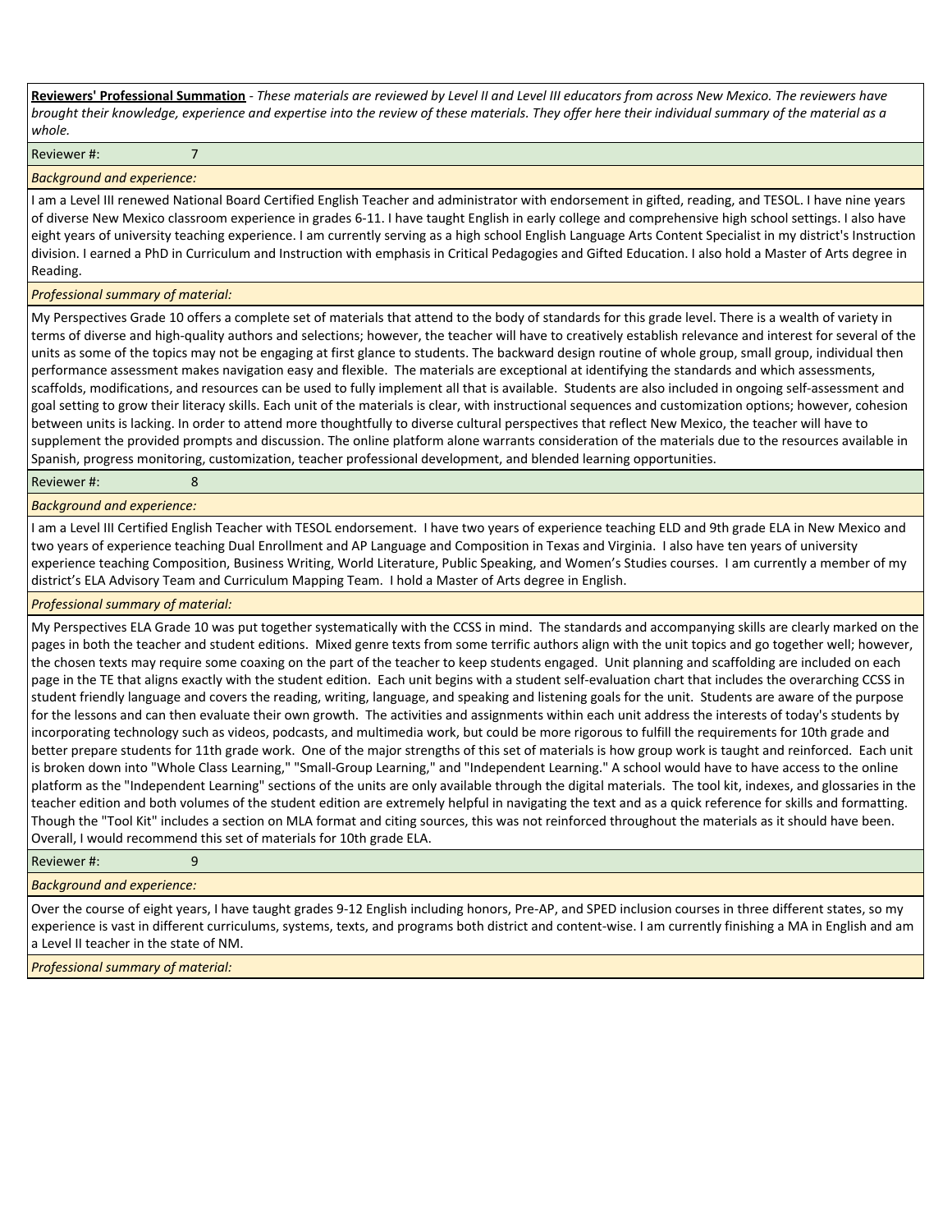**Reviewers' Professional Summation** - *These materials are reviewed by Level II and Level III educators from across New Mexico. The reviewers have brought their knowledge, experience and expertise into the review of these materials. They offer here their individual summary of the material as a whole.*

Reviewer #: 7

*Background and experience:*

I am a Level III renewed National Board Certified English Teacher and administrator with endorsement in gifted, reading, and TESOL. I have nine years of diverse New Mexico classroom experience in grades 6-11. I have taught English in early college and comprehensive high school settings. I also have eight years of university teaching experience. I am currently serving as a high school English Language Arts Content Specialist in my district's Instruction division. I earned a PhD in Curriculum and Instruction with emphasis in Critical Pedagogies and Gifted Education. I also hold a Master of Arts degree in Reading.

*Professional summary of material:*

My Perspectives Grade 10 offers a complete set of materials that attend to the body of standards for this grade level. There is a wealth of variety in terms of diverse and high-quality authors and selections; however, the teacher will have to creatively establish relevance and interest for several of the units as some of the topics may not be engaging at first glance to students. The backward design routine of whole group, small group, individual then performance assessment makes navigation easy and flexible. The materials are exceptional at identifying the standards and which assessments, scaffolds, modifications, and resources can be used to fully implement all that is available. Students are also included in ongoing self-assessment and goal setting to grow their literacy skills. Each unit of the materials is clear, with instructional sequences and customization options; however, cohesion between units is lacking. In order to attend more thoughtfully to diverse cultural perspectives that reflect New Mexico, the teacher will have to supplement the provided prompts and discussion. The online platform alone warrants consideration of the materials due to the resources available in Spanish, progress monitoring, customization, teacher professional development, and blended learning opportunities.

Reviewer #: 8

*Background and experience:*

I am a Level III Certified English Teacher with TESOL endorsement. I have two years of experience teaching ELD and 9th grade ELA in New Mexico and two years of experience teaching Dual Enrollment and AP Language and Composition in Texas and Virginia. I also have ten years of university experience teaching Composition, Business Writing, World Literature, Public Speaking, and Women's Studies courses. I am currently a member of my district's ELA Advisory Team and Curriculum Mapping Team. I hold a Master of Arts degree in English.

*Professional summary of material:*

My Perspectives ELA Grade 10 was put together systematically with the CCSS in mind. The standards and accompanying skills are clearly marked on the pages in both the teacher and student editions. Mixed genre texts from some terrific authors align with the unit topics and go together well; however, the chosen texts may require some coaxing on the part of the teacher to keep students engaged. Unit planning and scaffolding are included on each page in the TE that aligns exactly with the student edition. Each unit begins with a student self-evaluation chart that includes the overarching CCSS in student friendly language and covers the reading, writing, language, and speaking and listening goals for the unit. Students are aware of the purpose for the lessons and can then evaluate their own growth. The activities and assignments within each unit address the interests of today's students by incorporating technology such as videos, podcasts, and multimedia work, but could be more rigorous to fulfill the requirements for 10th grade and better prepare students for 11th grade work. One of the major strengths of this set of materials is how group work is taught and reinforced. Each unit is broken down into "Whole Class Learning," "Small-Group Learning," and "Independent Learning." A school would have to have access to the online platform as the "Independent Learning" sections of the units are only available through the digital materials. The tool kit, indexes, and glossaries in the teacher edition and both volumes of the student edition are extremely helpful in navigating the text and as a quick reference for skills and formatting. Though the "Tool Kit" includes a section on MLA format and citing sources, this was not reinforced throughout the materials as it should have been. Overall, I would recommend this set of materials for 10th grade ELA.

Reviewer #: 9

*Background and experience:*

Over the course of eight years, I have taught grades 9-12 English including honors, Pre-AP, and SPED inclusion courses in three different states, so my experience is vast in different curriculums, systems, texts, and programs both district and content-wise. I am currently finishing a MA in English and am a Level II teacher in the state of NM.

*Professional summary of material:*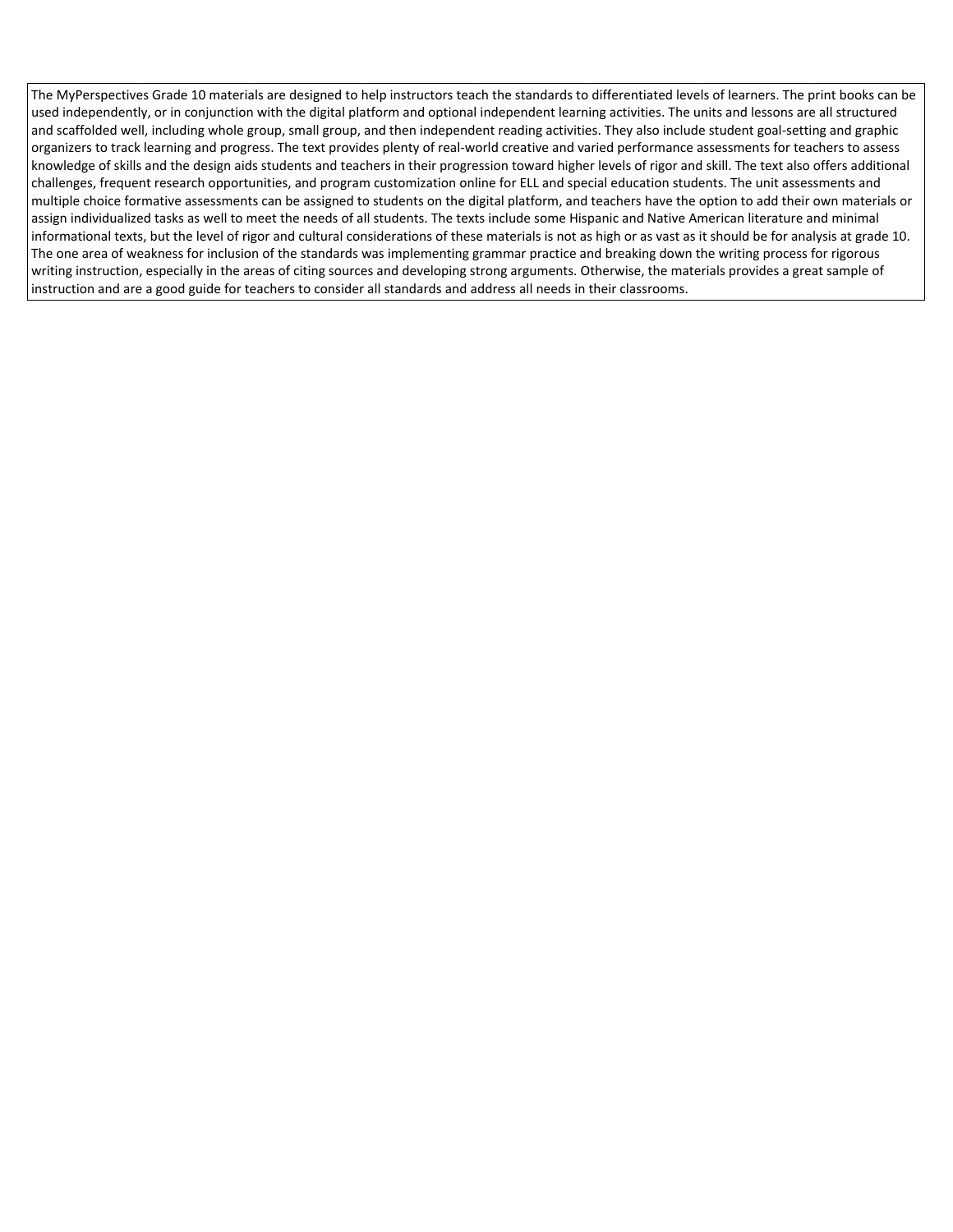The MyPerspectives Grade 10 materials are designed to help instructors teach the standards to differentiated levels of learners. The print books can be used independently, or in conjunction with the digital platform and optional independent learning activities. The units and lessons are all structured and scaffolded well, including whole group, small group, and then independent reading activities. They also include student goal-setting and graphic organizers to track learning and progress. The text provides plenty of real-world creative and varied performance assessments for teachers to assess knowledge of skills and the design aids students and teachers in their progression toward higher levels of rigor and skill. The text also offers additional challenges, frequent research opportunities, and program customization online for ELL and special education students. The unit assessments and multiple choice formative assessments can be assigned to students on the digital platform, and teachers have the option to add their own materials or assign individualized tasks as well to meet the needs of all students. The texts include some Hispanic and Native American literature and minimal informational texts, but the level of rigor and cultural considerations of these materials is not as high or as vast as it should be for analysis at grade 10. The one area of weakness for inclusion of the standards was implementing grammar practice and breaking down the writing process for rigorous writing instruction, especially in the areas of citing sources and developing strong arguments. Otherwise, the materials provides a great sample of instruction and are a good guide for teachers to consider all standards and address all needs in their classrooms.